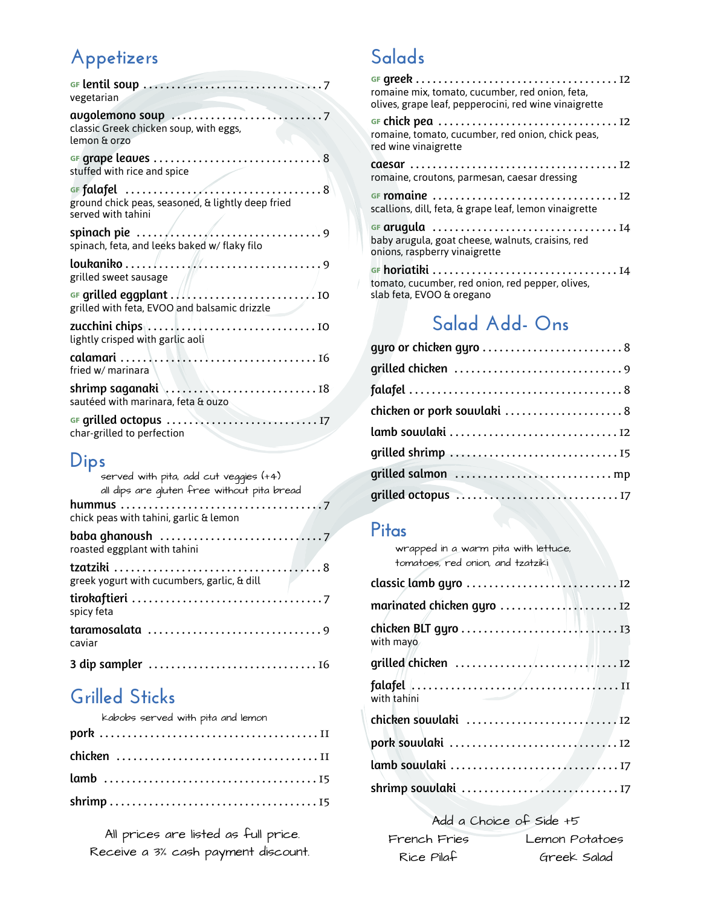## Appetizers

**GF lentil soup** ........ 7
vegetarian

**avgolemono soup** ........ 7
classic Greek chicken soup, with eggs, lemon & orzo

**GF grape leaves** ........ 8
stuffed with rice and spice

**GF falafel** ........ 8
ground chick peas, seasoned, & lightly deep fried served with tahini

**spinach pie** ........ 9
spinach, feta, and leeks baked w/ flaky filo

**loukaniko** ........ 9
grilled sweet sausage

**GF grilled eggplant** ........ 10
grilled with feta, EVOO and balsamic drizzle

**zucchini chips** ........ 10
lightly crisped with garlic aoli

**calamari** ........ 16
fried w/ marinara

**shrimp saganaki** ........ 18
sautéed with marinara, feta & ouzo

**GF grilled octopus** ........ 17
char-grilled to perfection

## Dips

served with pita, add cut veggies (+4)
all dips are gluten free without pita bread

**hummus** ........ 7
chick peas with tahini, garlic & lemon

**baba ghanoush** ........ 7
roasted eggplant with tahini

**tzatziki** ........ 8
greek yogurt with cucumbers, garlic, & dill

**tirokaftieri** ........ 7
spicy feta

**taramosalata** ........ 9
caviar

**3 dip sampler** ........ 16

## Grilled Sticks

kabobs served with pita and lemon

**pork** ........ 11

**chicken** ........ 11

**lamb** ........ 15

**shrimp** ........ 15

All prices are listed as full price.
Receive a 3% cash payment discount.

## Salads

**GF greek** ........ 12
romaine mix, tomato, cucumber, red onion, feta, olives, grape leaf, pepperocini, red wine vinaigrette

**GF chick pea** ........ 12
romaine, tomato, cucumber, red onion, chick peas, red wine vinaigrette

**caesar** ........ 12
romaine, croutons, parmesan, caesar dressing

**GF romaine** ........ 12
scallions, dill, feta, & grape leaf, lemon vinaigrette

**GF arugula** ........ 14
baby arugula, goat cheese, walnuts, craisins, red onions, raspberry vinaigrette

**GF horiatiki** ........ 14
tomato, cucumber, red onion, red pepper, olives, slab feta, EVOO & oregano

## Salad Add- Ons

**gyro or chicken gyro** ........ 8

**grilled chicken** ........ 9

**falafel** ........ 8

**chicken or pork souvlaki** ........ 8

**lamb souvlaki** ........ 12

**grilled shrimp** ........ 15

**grilled salmon** ........ mp

**grilled octopus** ........ 17

## Pitas

wrapped in a warm pita with lettuce, tomatoes, red onion, and tzatziki

**classic lamb gyro** ........ 12

**marinated chicken gyro** ........ 12

**chicken BLT gyro** ........ 13
with mayo

**grilled chicken** ........ 12

**falafel** ........ 11
with tahini

**chicken souvlaki** ........ 12

**pork souvlaki** ........ 12

**lamb souvlaki** ........ 17

**shrimp souvlaki** ........ 17

Add a Choice of Side +5

French Fries — Lemon Potatoes
Rice Pilaf — Greek Salad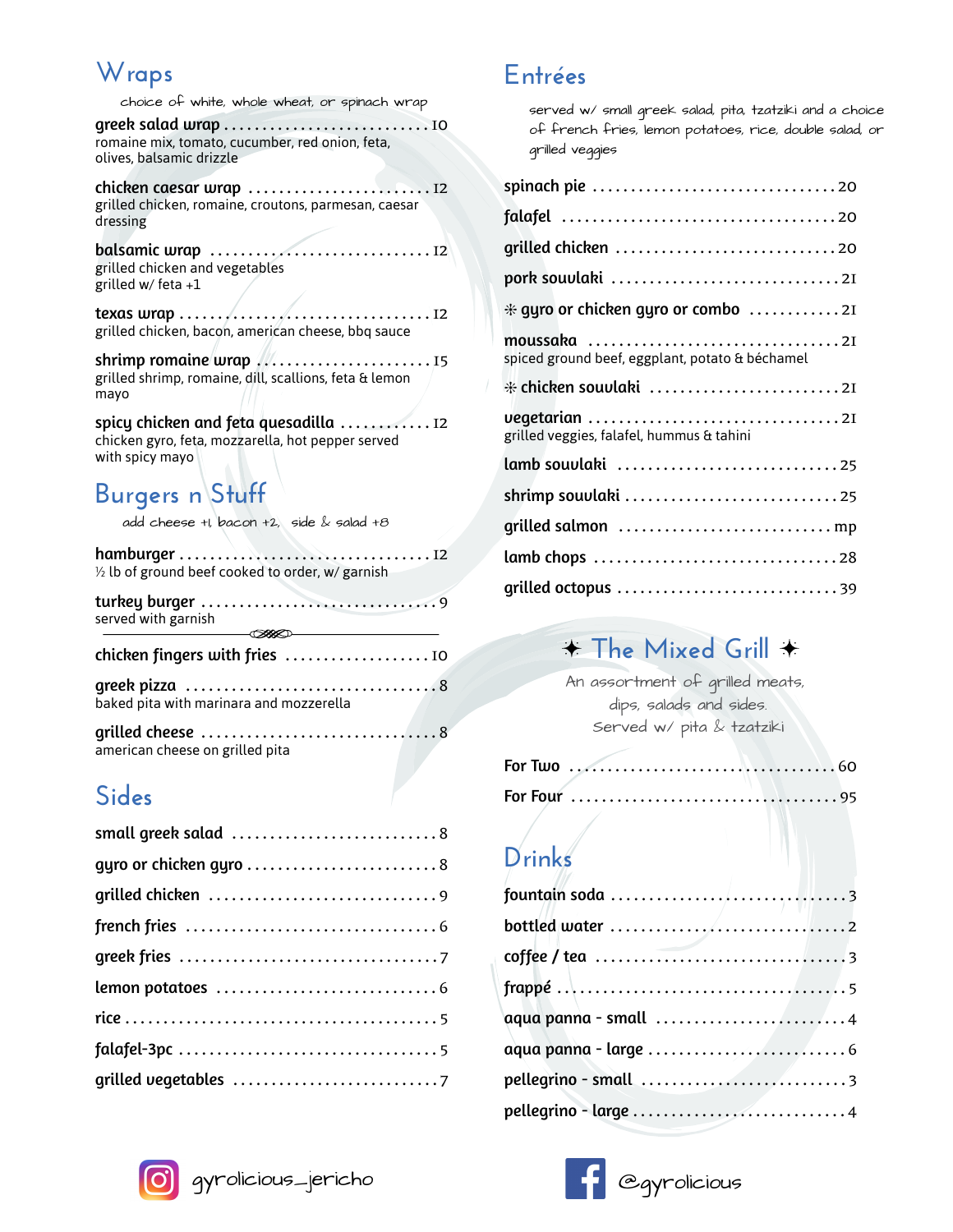## Wraps

choice of white, whole wheat, or spinach wrap

**greek salad wrap** ........................... 10
romaine mix, tomato, cucumber, red onion, feta, olives, balsamic drizzle

**chicken caesar wrap** ........................ 12
grilled chicken, romaine, croutons, parmesan, caesar dressing

**balsamic wrap** ............................ 12
grilled chicken and vegetables
grilled w/ feta +1

**texas wrap** ................................. 12
grilled chicken, bacon, american cheese, bbq sauce

**shrimp romaine wrap** ...................... 15
grilled shrimp, romaine, dill, scallions, feta & lemon mayo

**spicy chicken and feta quesadilla** ............ 12
chicken gyro, feta, mozzarella, hot pepper served with spicy mayo

## Burgers n Stuff

add cheese +1, bacon +2, side & salad +8

**hamburger** ................................. 12
½ lb of ground beef cooked to order, w/ garnish

**turkey burger** .............................. 9
served with garnish

---

**chicken fingers with fries** .................. 10

**greek pizza** ................................ 8
baked pita with marinara and mozzerella

**grilled cheese** .............................. 8
american cheese on grilled pita

## Sides

**small greek salad** .......................... 8

**gyro or chicken gyro** ........................ 8

**grilled chicken** ............................. 9

**french fries** ................................ 6

**greek fries** ................................ 7

**lemon potatoes** ............................. 6

**rice** ....................................... 5

**falafel-3pc** ................................ 5

**grilled vegetables** .......................... 7

## Entrées

served w/ small greek salad, pita, tzatziki and a choice of french fries, lemon potatoes, rice, double salad, or grilled veggies

**spinach pie** ............................... 20

**falafel** ................................... 20

**grilled chicken** ............................ 20

**pork souvlaki** ............................. 21

**✻ gyro or chicken gyro or combo** ............ 21

**moussaka** .................................. 21
spiced ground beef, eggplant, potato & béchamel

**✻ chicken souvlaki** ......................... 21

**vegetarian** ................................ 21
grilled veggies, falafel, hummus & tahini

**lamb souvlaki** ............................. 25

**shrimp souvlaki** ............................ 25

**grilled salmon** ............................. mp

**lamb chops** ................................ 28

**grilled octopus** ............................ 39

## ✦ The Mixed Grill ✦

An assortment of grilled meats, dips, salads and sides. Served w/ pita & tzatziki

**For Two** ................................... 60

**For Four** .................................. 95

## Drinks

**fountain soda** .............................. 3

**bottled water** .............................. 2

**coffee / tea** ............................... 3

**frappé** .................................... 5

**aqua panna - small** ......................... 4

**aqua panna - large** ......................... 6

**pellegrino - small** ......................... 3

**pellegrino - large** ......................... 4

gyrolicious_jericho

@gyrolicious